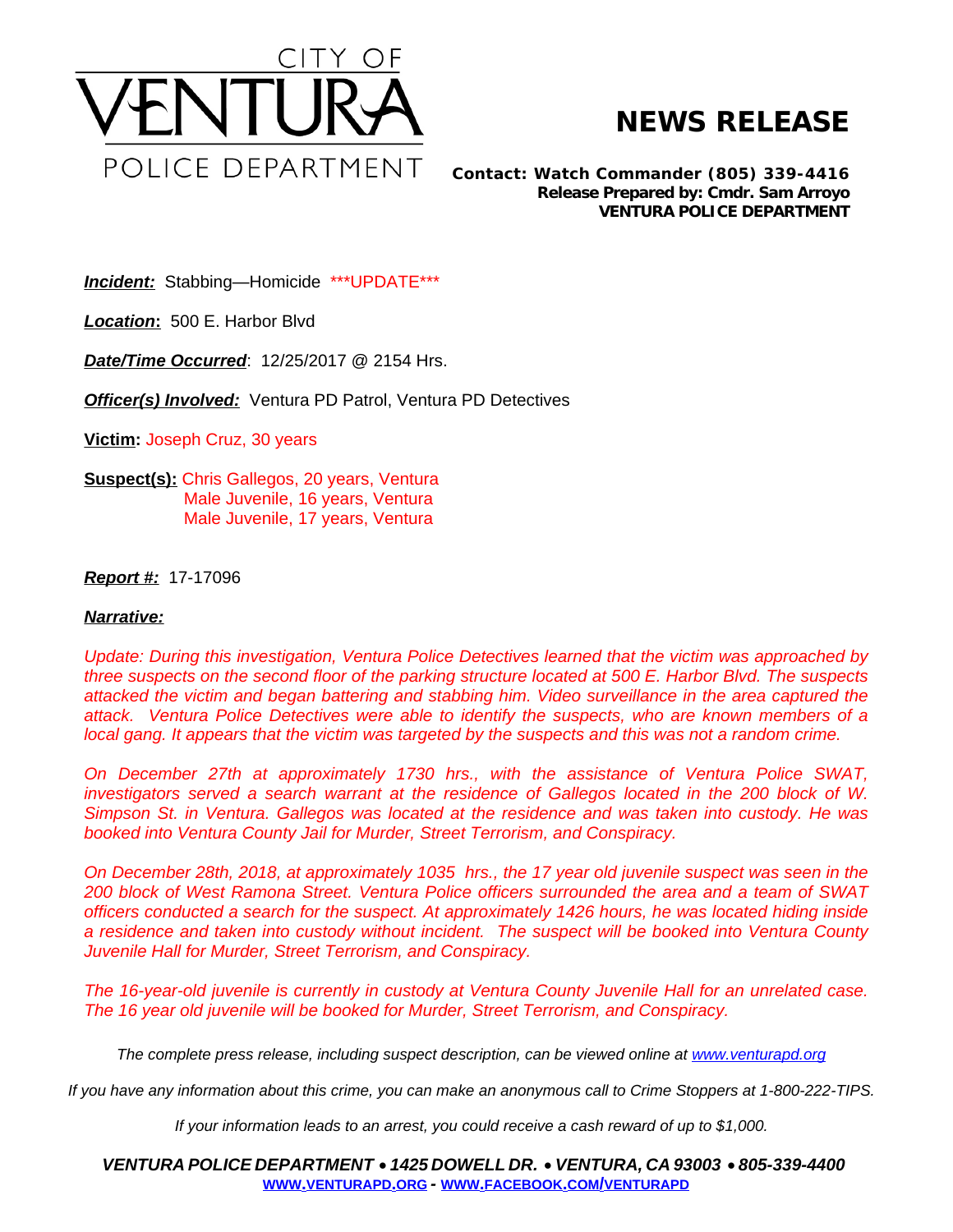CITY OF

VENTURA

POLICE DEPARTMENT

# NEWS RELEASE

**Contact: Watch Commander (805) 339-4416**
**Release Prepared by: Cmdr. Sam Arroyo**
**VENTURA POLICE DEPARTMENT**

***Incident:*** Stabbing—Homicide ***UPDATE***

***Location*:** 500 E. Harbor Blvd

***Date/Time Occurred***: 12/25/2017 @ 2154 Hrs.

***Officer(s) Involved:*** Ventura PD Patrol, Ventura PD Detectives

**Victim:** Joseph Cruz, 30 years

**Suspect(s):** Chris Gallegos, 20 years, Ventura
Male Juvenile, 16 years, Ventura
Male Juvenile, 17 years, Ventura

***Report #:*** 17-17096

***Narrative:***

*Update: During this investigation, Ventura Police Detectives learned that the victim was approached by three suspects on the second floor of the parking structure located at 500 E. Harbor Blvd. The suspects attacked the victim and began battering and stabbing him. Video surveillance in the area captured the attack. Ventura Police Detectives were able to identify the suspects, who are known members of a local gang. It appears that the victim was targeted by the suspects and this was not a random crime.*

*On December 27th at approximately 1730 hrs., with the assistance of Ventura Police SWAT, investigators served a search warrant at the residence of Gallegos located in the 200 block of W. Simpson St. in Ventura. Gallegos was located at the residence and was taken into custody. He was booked into Ventura County Jail for Murder, Street Terrorism, and Conspiracy.*

*On December 28th, 2018, at approximately 1035 hrs., the 17 year old juvenile suspect was seen in the 200 block of West Ramona Street. Ventura Police officers surrounded the area and a team of SWAT officers conducted a search for the suspect. At approximately 1426 hours, he was located hiding inside a residence and taken into custody without incident. The suspect will be booked into Ventura County Juvenile Hall for Murder, Street Terrorism, and Conspiracy.*

*The 16-year-old juvenile is currently in custody at Ventura County Juvenile Hall for an unrelated case. The 16 year old juvenile will be booked for Murder, Street Terrorism, and Conspiracy.*

*The complete press release, including suspect description, can be viewed online at www.venturapd.org*

*If you have any information about this crime, you can make an anonymous call to Crime Stoppers at 1-800-222-TIPS.*

*If your information leads to an arrest, you could receive a cash reward of up to $1,000.*

***VENTURA POLICE DEPARTMENT • 1425 DOWELL DR. • VENTURA, CA 93003 • 805-339-4400***
**WWW.VENTURAPD.ORG - WWW.FACEBOOK.COM/VENTURAPD**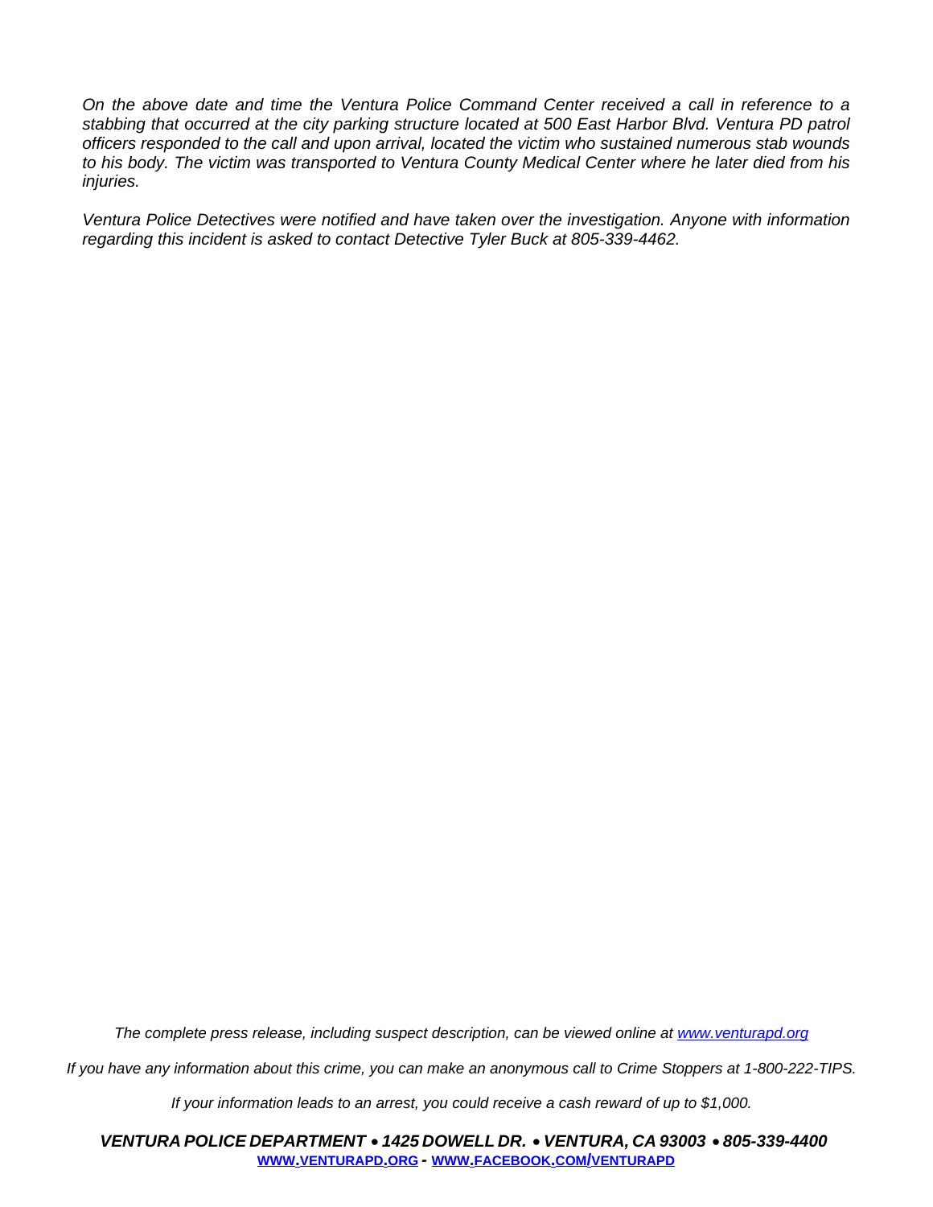*On the above date and time the Ventura Police Command Center received a call in reference to a stabbing that occurred at the city parking structure located at 500 East Harbor Blvd. Ventura PD patrol officers responded to the call and upon arrival, located the victim who sustained numerous stab wounds to his body. The victim was transported to Ventura County Medical Center where he later died from his injuries.*

*Ventura Police Detectives were notified and have taken over the investigation. Anyone with information regarding this incident is asked to contact Detective Tyler Buck at 805-339-4462.*

*The complete press release, including suspect description, can be viewed online at [www.venturapd.org](http://www.venturapd.org)*

*If you have any information about this crime, you can make an anonymous call to Crime Stoppers at 1-800-222-TIPS.*

*If your information leads to an arrest, you could receive a cash reward of up to $1,000.*

***VENTURA POLICE DEPARTMENT • 1425 DOWELL DR. • VENTURA, CA 93003 • 805-339-4400***

**WWW.VENTURAPD.ORG - WWW.FACEBOOK.COM/VENTURAPD**